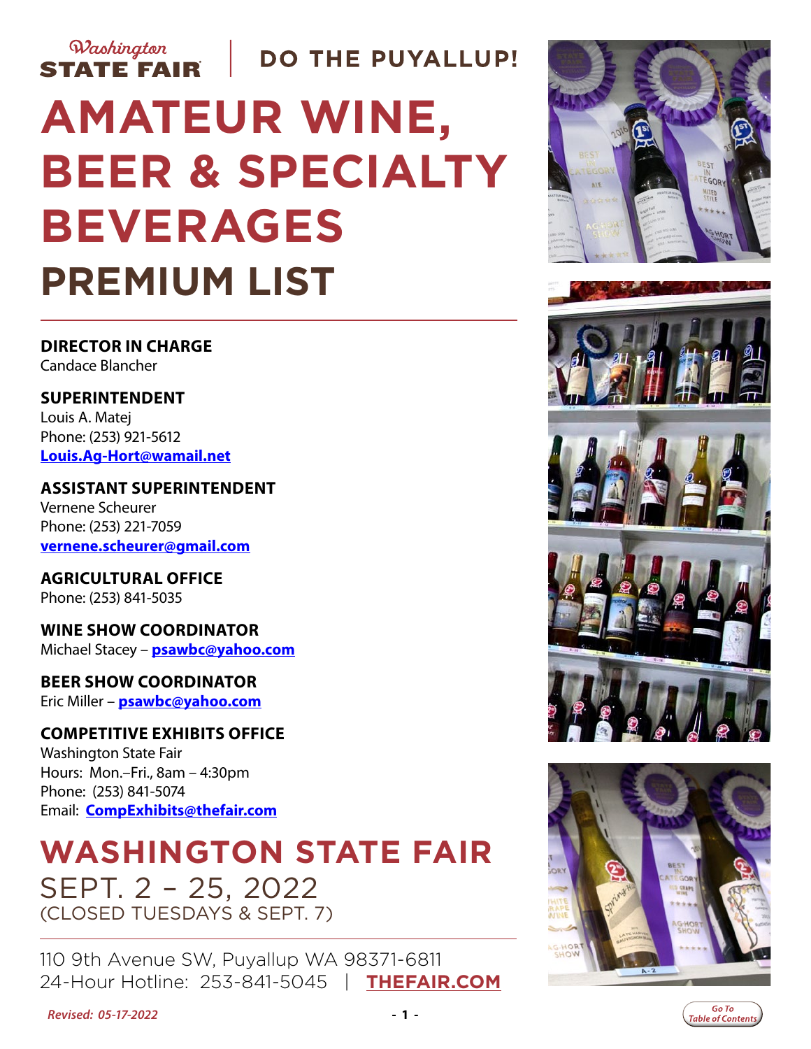Washington STATE FAIR | DO THE PUYALLUP!

# AMATEUR WINE, BEER & SPECIALTY BEVERAGES

# PREMIUM LIST

**DIRECTOR IN CHARGE**
Candace Blancher

**SUPERINTENDENT**
Louis A. Matej
Phone: (253) 921-5612
Louis.Ag-Hort@wamail.net

**ASSISTANT SUPERINTENDENT**
Vernene Scheurer
Phone: (253) 221-7059
vernene.scheurer@gmail.com

**AGRICULTURAL OFFICE**
Phone: (253) 841-5035

**WINE SHOW COORDINATOR**
Michael Stacey – psawbc@yahoo.com

**BEER SHOW COORDINATOR**
Eric Miller – psawbc@yahoo.com

**COMPETITIVE EXHIBITS OFFICE**
Washington State Fair
Hours: Mon.–Fri., 8am – 4:30pm
Phone: (253) 841-5074
Email: CompExhibits@thefair.com

## WASHINGTON STATE FAIR

SEPT. 2 – 25, 2022
(CLOSED TUESDAYS & SEPT. 7)

110 9th Avenue SW, Puyallup WA 98371-6811
24-Hour Hotline: 253-841-5045 | THEFAIR.COM

*Revised: 05-17-2022*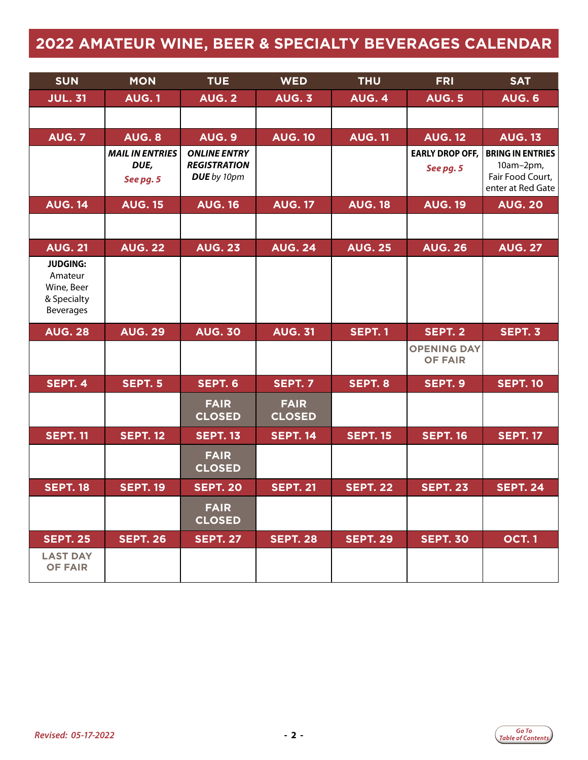# 2022 AMATEUR WINE, BEER & SPECIALTY BEVERAGES CALENDAR

| SUN | MON | TUE | WED | THU | FRI | SAT |
|---|---|---|---|---|---|---|
| **JUL. 31** | **AUG. 1** | **AUG. 2** | **AUG. 3** | **AUG. 4** | **AUG. 5** | **AUG. 6** |
| | | | | | | |
| **AUG. 7** | **AUG. 8** | **AUG. 9** | **AUG. 10** | **AUG. 11** | **AUG. 12** | **AUG. 13** |
| | ***MAIL IN ENTRIES DUE,*** *See pg. 5* | ***ONLINE ENTRY REGISTRATION DUE*** *by 10pm* | | | **EARLY DROP OFF,** *See pg. 5* | **BRING IN ENTRIES** 10am–2pm, Fair Food Court, enter at Red Gate |
| **AUG. 14** | **AUG. 15** | **AUG. 16** | **AUG. 17** | **AUG. 18** | **AUG. 19** | **AUG. 20** |
| | | | | | | |
| **AUG. 21** | **AUG. 22** | **AUG. 23** | **AUG. 24** | **AUG. 25** | **AUG. 26** | **AUG. 27** |
| **JUDGING:** Amateur Wine, Beer & Specialty Beverages | | | | | | |
| **AUG. 28** | **AUG. 29** | **AUG. 30** | **AUG. 31** | **SEPT. 1** | **SEPT. 2** | **SEPT. 3** |
| | | | | | **OPENING DAY OF FAIR** | |
| **SEPT. 4** | **SEPT. 5** | **SEPT. 6** | **SEPT. 7** | **SEPT. 8** | **SEPT. 9** | **SEPT. 10** |
| | | **FAIR CLOSED** | **FAIR CLOSED** | | | |
| **SEPT. 11** | **SEPT. 12** | **SEPT. 13** | **SEPT. 14** | **SEPT. 15** | **SEPT. 16** | **SEPT. 17** |
| | | **FAIR CLOSED** | | | | |
| **SEPT. 18** | **SEPT. 19** | **SEPT. 20** | **SEPT. 21** | **SEPT. 22** | **SEPT. 23** | **SEPT. 24** |
| | | **FAIR CLOSED** | | | | |
| **SEPT. 25** | **SEPT. 26** | **SEPT. 27** | **SEPT. 28** | **SEPT. 29** | **SEPT. 30** | **OCT. 1** |
| **LAST DAY OF FAIR** | | | | | | |

*Revised: 05-17-2022*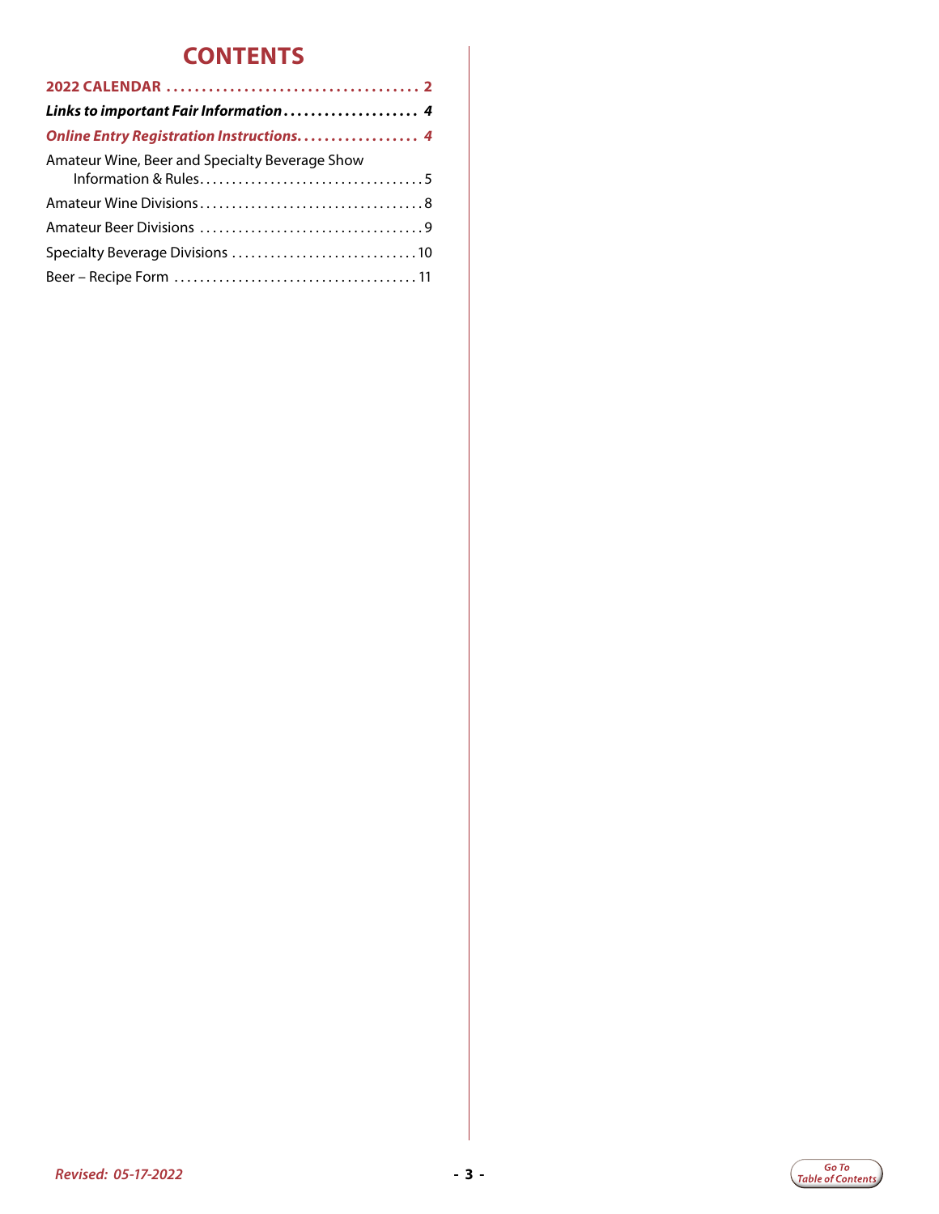# CONTENTS

**2022 CALENDAR .................................... 2**

***Links to important Fair Information .................... 4***

***Online Entry Registration Instructions.................. 4***

Amateur Wine, Beer and Specialty Beverage Show Information & Rules.................................5

Amateur Wine Divisions..................................8

Amateur Beer Divisions ..................................9

Specialty Beverage Divisions ............................10

Beer – Recipe Form .....................................11

*Revised: 05-17-2022*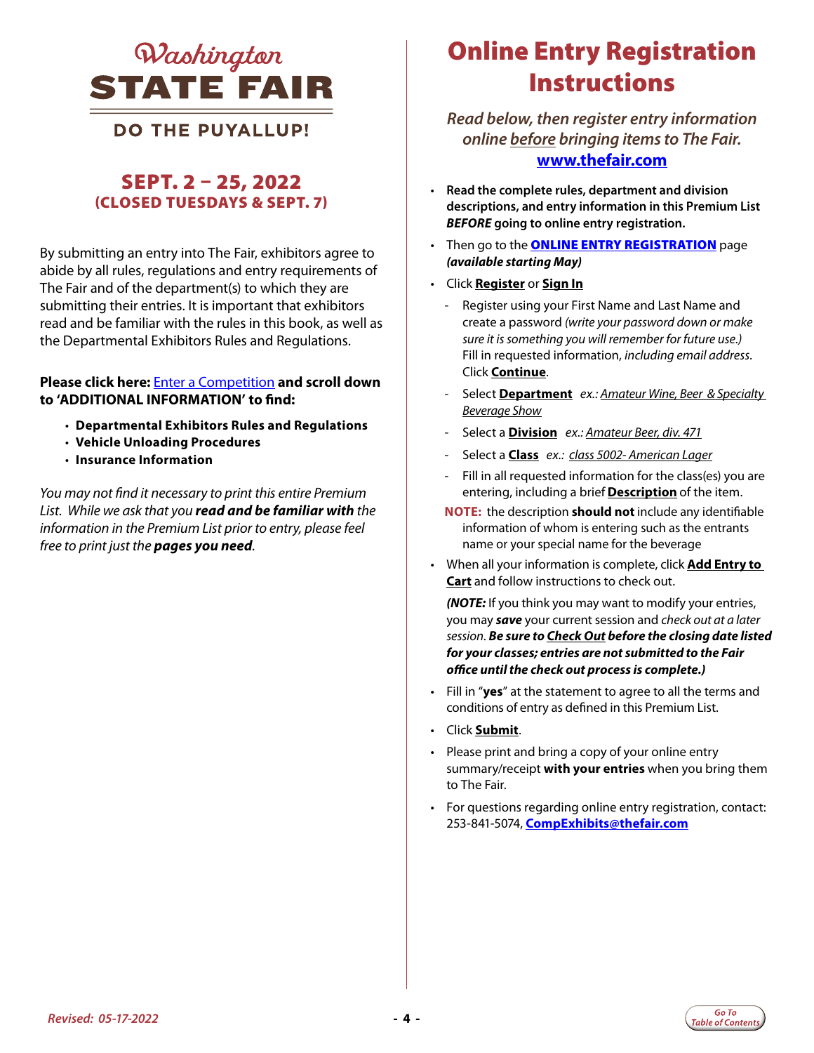# Washington STATE FAIR

DO THE PUYALLUP!

## SEPT. 2 – 25, 2022
### (CLOSED TUESDAYS & SEPT. 7)

By submitting an entry into The Fair, exhibitors agree to abide by all rules, regulations and entry requirements of The Fair and of the department(s) to which they are submitting their entries. It is important that exhibitors read and be familiar with the rules in this book, as well as the Departmental Exhibitors Rules and Regulations.

**Please click here:** Enter a Competition **and scroll down to 'ADDITIONAL INFORMATION' to find:**

- **Departmental Exhibitors Rules and Regulations**
- **Vehicle Unloading Procedures**
- **Insurance Information**

*You may not find it necessary to print this entire Premium List. While we ask that you **read and be familiar with** the information in the Premium List prior to entry, please feel free to print just the **pages you need**.*

# Online Entry Registration Instructions

*Read below, then register entry information online before bringing items to The Fair.*
**www.thefair.com**

- **Read the complete rules, department and division descriptions, and entry information in this Premium List *BEFORE* going to online entry registration.**
- Then go to the **ONLINE ENTRY REGISTRATION** page ***(available starting May)***
- Click **Register** or **Sign In**
  - Register using your First Name and Last Name and create a password *(write your password down or make sure it is something you will remember for future use.)* Fill in requested information, *including email address*. Click **Continue**.
  - Select **Department** *ex.: Amateur Wine, Beer & Specialty Beverage Show*
  - Select a **Division** *ex.: Amateur Beer, div. 471*
  - Select a **Class** *ex.: class 5002- American Lager*
  - Fill in all requested information for the class(es) you are entering, including a brief **Description** of the item.

  **NOTE:** the description **should not** include any identifiable information of whom is entering such as the entrants name or your special name for the beverage
- When all your information is complete, click **Add Entry to Cart** and follow instructions to check out.

  ***(NOTE:*** If you think you may want to modify your entries, you may ***save*** your current session and *check out at a later session*. ***Be sure to Check Out before the closing date listed for your classes; entries are not submitted to the Fair office until the check out process is complete.)***
- Fill in "**yes**" at the statement to agree to all the terms and conditions of entry as defined in this Premium List.
- Click **Submit**.
- Please print and bring a copy of your online entry summary/receipt **with your entries** when you bring them to The Fair.
- For questions regarding online entry registration, contact: 253-841-5074, **CompExhibits@thefair.com**

*Revised: 05-17-2022*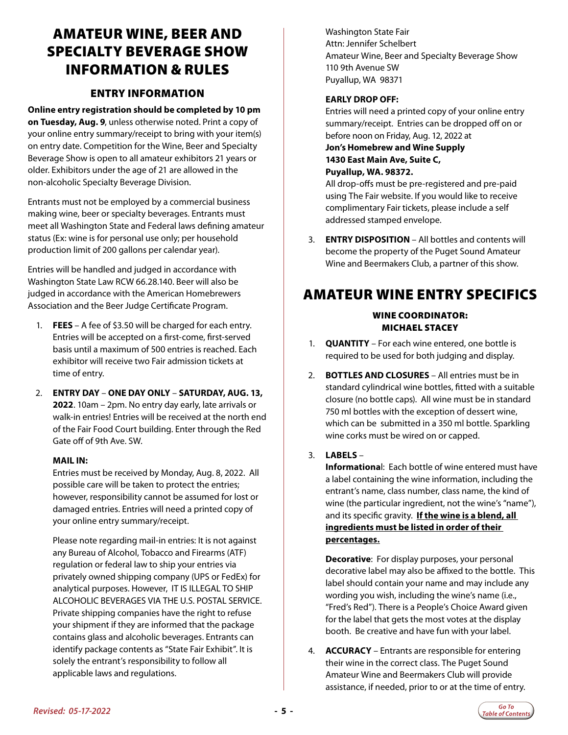# AMATEUR WINE, BEER AND SPECIALTY BEVERAGE SHOW INFORMATION & RULES

## ENTRY INFORMATION

**Online entry registration should be completed by 10 pm on Tuesday, Aug. 9**, unless otherwise noted. Print a copy of your online entry summary/receipt to bring with your item(s) on entry date. Competition for the Wine, Beer and Specialty Beverage Show is open to all amateur exhibitors 21 years or older. Exhibitors under the age of 21 are allowed in the non-alcoholic Specialty Beverage Division.

Entrants must not be employed by a commercial business making wine, beer or specialty beverages. Entrants must meet all Washington State and Federal laws defining amateur status (Ex: wine is for personal use only; per household production limit of 200 gallons per calendar year).

Entries will be handled and judged in accordance with Washington State Law RCW 66.28.140. Beer will also be judged in accordance with the American Homebrewers Association and the Beer Judge Certificate Program.

1. **FEES** – A fee of $3.50 will be charged for each entry. Entries will be accepted on a first-come, first-served basis until a maximum of 500 entries is reached. Each exhibitor will receive two Fair admission tickets at time of entry.

2. **ENTRY DAY** – **ONE DAY ONLY** – **SATURDAY, AUG. 13, 2022**. 10am – 2pm. No entry day early, late arrivals or walk-in entries! Entries will be received at the north end of the Fair Food Court building. Enter through the Red Gate off of 9th Ave. SW.

   **MAIL IN:**
   Entries must be received by Monday, Aug. 8, 2022. All possible care will be taken to protect the entries; however, responsibility cannot be assumed for lost or damaged entries. Entries will need a printed copy of your online entry summary/receipt.

   Please note regarding mail-in entries: It is not against any Bureau of Alcohol, Tobacco and Firearms (ATF) regulation or federal law to ship your entries via privately owned shipping company (UPS or FedEx) for analytical purposes. However, IT IS ILLEGAL TO SHIP ALCOHOLIC BEVERAGES VIA THE U.S. POSTAL SERVICE. Private shipping companies have the right to refuse your shipment if they are informed that the package contains glass and alcoholic beverages. Entrants can identify package contents as "State Fair Exhibit". It is solely the entrant's responsibility to follow all applicable laws and regulations.

   Washington State Fair
   Attn: Jennifer Schelbert
   Amateur Wine, Beer and Specialty Beverage Show
   110 9th Avenue SW
   Puyallup, WA 98371

   **EARLY DROP OFF:**
   Entries will need a printed copy of your online entry summary/receipt. Entries can be dropped off on or before noon on Friday, Aug. 12, 2022 at
   **Jon's Homebrew and Wine Supply**
   **1430 East Main Ave, Suite C,**
   **Puyallup, WA. 98372.**
   All drop-offs must be pre-registered and pre-paid using The Fair website. If you would like to receive complimentary Fair tickets, please include a self addressed stamped envelope.

3. **ENTRY DISPOSITION** – All bottles and contents will become the property of the Puget Sound Amateur Wine and Beermakers Club, a partner of this show.

# AMATEUR WINE ENTRY SPECIFICS

### WINE COORDINATOR: MICHAEL STACEY

1. **QUANTITY** – For each wine entered, one bottle is required to be used for both judging and display.

2. **BOTTLES AND CLOSURES** – All entries must be in standard cylindrical wine bottles, fitted with a suitable closure (no bottle caps). All wine must be in standard 750 ml bottles with the exception of dessert wine, which can be submitted in a 350 ml bottle. Sparkling wine corks must be wired on or capped.

3. **LABELS** –
   **Informational**: Each bottle of wine entered must have a label containing the wine information, including the entrant's name, class number, class name, the kind of wine (the particular ingredient, not the wine's "name"), and its specific gravity. **If the wine is a blend, all ingredients must be listed in order of their percentages.**

   **Decorative**: For display purposes, your personal decorative label may also be affixed to the bottle. This label should contain your name and may include any wording you wish, including the wine's name (i.e., "Fred's Red"). There is a People's Choice Award given for the label that gets the most votes at the display booth. Be creative and have fun with your label.

4. **ACCURACY** – Entrants are responsible for entering their wine in the correct class. The Puget Sound Amateur Wine and Beermakers Club will provide assistance, if needed, prior to or at the time of entry.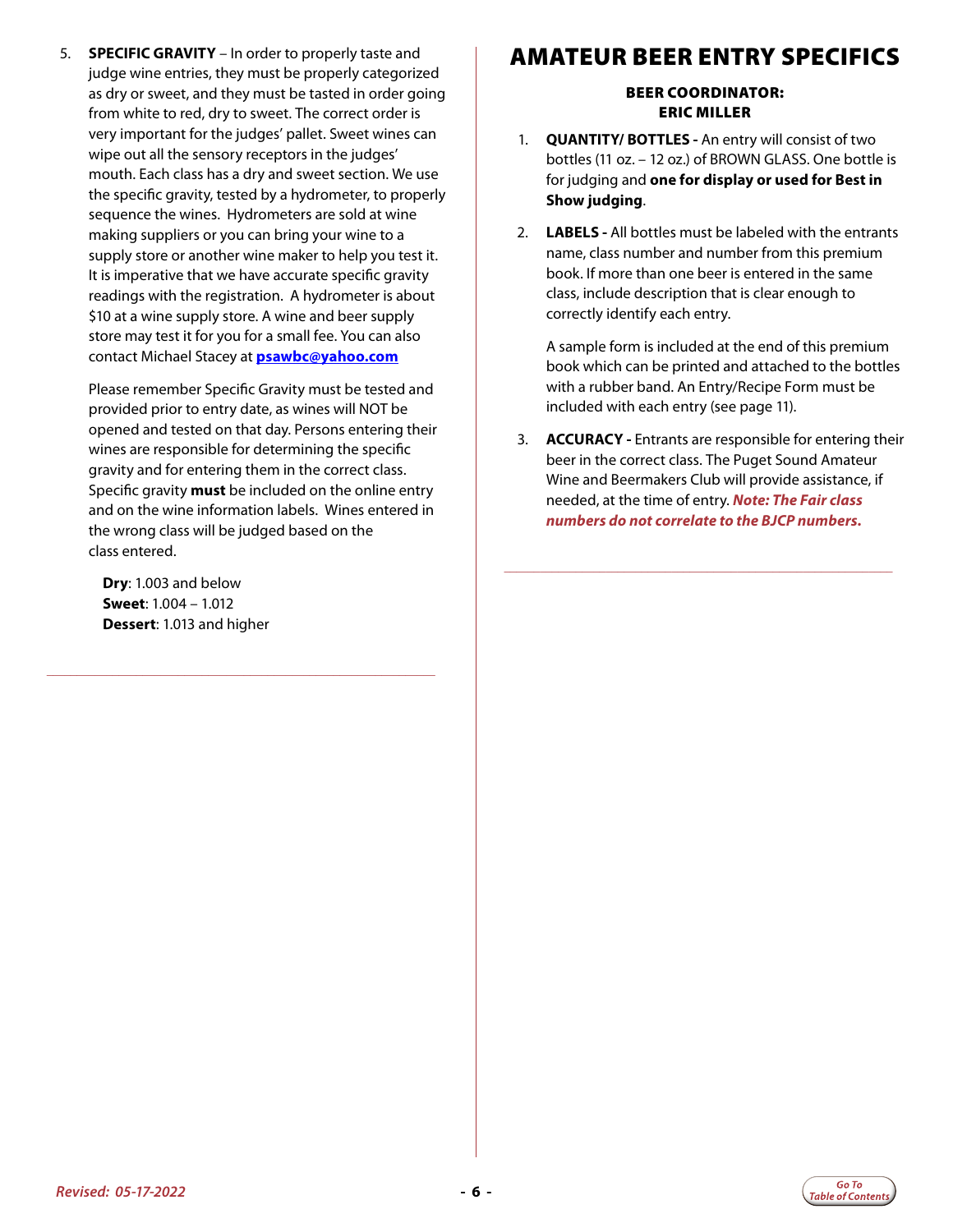5. **SPECIFIC GRAVITY** – In order to properly taste and judge wine entries, they must be properly categorized as dry or sweet, and they must be tasted in order going from white to red, dry to sweet. The correct order is very important for the judges' pallet. Sweet wines can wipe out all the sensory receptors in the judges' mouth. Each class has a dry and sweet section. We use the specific gravity, tested by a hydrometer, to properly sequence the wines. Hydrometers are sold at wine making suppliers or you can bring your wine to a supply store or another wine maker to help you test it. It is imperative that we have accurate specific gravity readings with the registration. A hydrometer is about $10 at a wine supply store. A wine and beer supply store may test it for you for a small fee. You can also contact Michael Stacey at **psawbc@yahoo.com**

   Please remember Specific Gravity must be tested and provided prior to entry date, as wines will NOT be opened and tested on that day. Persons entering their wines are responsible for determining the specific gravity and for entering them in the correct class. Specific gravity **must** be included on the online entry and on the wine information labels. Wines entered in the wrong class will be judged based on the class entered.

   **Dry**: 1.003 and below
   **Sweet**: 1.004 – 1.012
   **Dessert**: 1.013 and higher

# AMATEUR BEER ENTRY SPECIFICS

**BEER COORDINATOR:**
**ERIC MILLER**

1. **QUANTITY/ BOTTLES -** An entry will consist of two bottles (11 oz. – 12 oz.) of BROWN GLASS. One bottle is for judging and **one for display or used for Best in Show judging**.

2. **LABELS -** All bottles must be labeled with the entrants name, class number and number from this premium book. If more than one beer is entered in the same class, include description that is clear enough to correctly identify each entry.

   A sample form is included at the end of this premium book which can be printed and attached to the bottles with a rubber band. An Entry/Recipe Form must be included with each entry (see page 11).

3. **ACCURACY -** Entrants are responsible for entering their beer in the correct class. The Puget Sound Amateur Wine and Beermakers Club will provide assistance, if needed, at the time of entry. ***Note: The Fair class numbers do not correlate to the BJCP numbers.***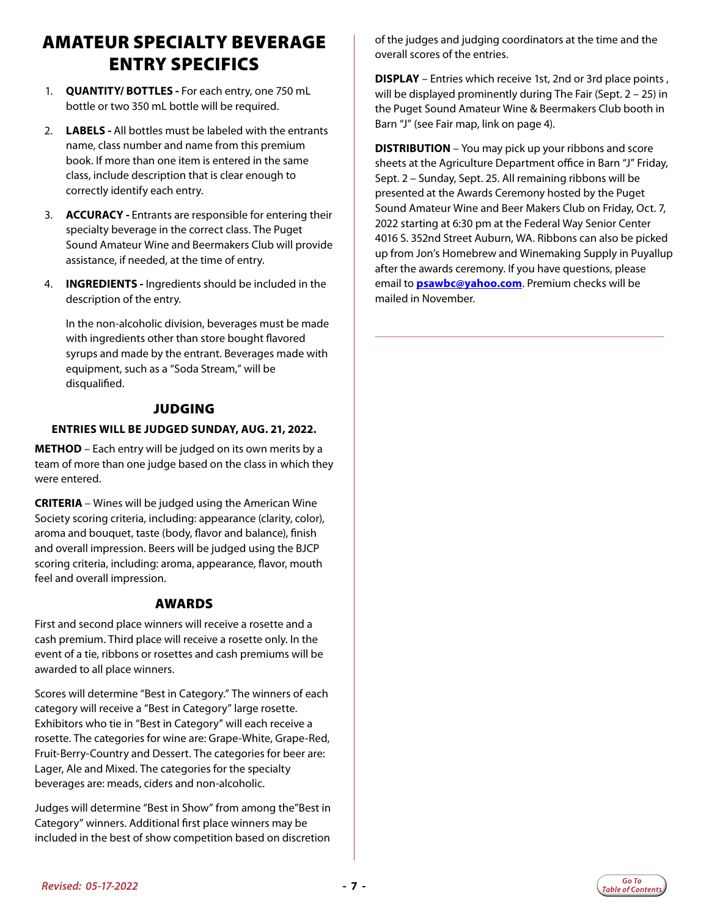# AMATEUR SPECIALTY BEVERAGE ENTRY SPECIFICS

1. **QUANTITY/ BOTTLES -** For each entry, one 750 mL bottle or two 350 mL bottle will be required.
2. **LABELS -** All bottles must be labeled with the entrants name, class number and name from this premium book. If more than one item is entered in the same class, include description that is clear enough to correctly identify each entry.
3. **ACCURACY -** Entrants are responsible for entering their specialty beverage in the correct class. The Puget Sound Amateur Wine and Beermakers Club will provide assistance, if needed, at the time of entry.
4. **INGREDIENTS -** Ingredients should be included in the description of the entry.

   In the non-alcoholic division, beverages must be made with ingredients other than store bought flavored syrups and made by the entrant. Beverages made with equipment, such as a "Soda Stream," will be disqualified.

## JUDGING

**ENTRIES WILL BE JUDGED SUNDAY, AUG. 21, 2022.**

**METHOD** – Each entry will be judged on its own merits by a team of more than one judge based on the class in which they were entered.

**CRITERIA** – Wines will be judged using the American Wine Society scoring criteria, including: appearance (clarity, color), aroma and bouquet, taste (body, flavor and balance), finish and overall impression. Beers will be judged using the BJCP scoring criteria, including: aroma, appearance, flavor, mouth feel and overall impression.

## AWARDS

First and second place winners will receive a rosette and a cash premium. Third place will receive a rosette only. In the event of a tie, ribbons or rosettes and cash premiums will be awarded to all place winners.

Scores will determine "Best in Category." The winners of each category will receive a "Best in Category" large rosette. Exhibitors who tie in "Best in Category" will each receive a rosette. The categories for wine are: Grape-White, Grape-Red, Fruit-Berry-Country and Dessert. The categories for beer are: Lager, Ale and Mixed. The categories for the specialty beverages are: meads, ciders and non-alcoholic.

Judges will determine "Best in Show" from among the"Best in Category" winners. Additional first place winners may be included in the best of show competition based on discretion of the judges and judging coordinators at the time and the overall scores of the entries.

**DISPLAY** – Entries which receive 1st, 2nd or 3rd place points , will be displayed prominently during The Fair (Sept. 2 – 25) in the Puget Sound Amateur Wine & Beermakers Club booth in Barn "J" (see Fair map, link on page 4).

**DISTRIBUTION** – You may pick up your ribbons and score sheets at the Agriculture Department office in Barn "J" Friday, Sept. 2 – Sunday, Sept. 25. All remaining ribbons will be presented at the Awards Ceremony hosted by the Puget Sound Amateur Wine and Beer Makers Club on Friday, Oct. 7, 2022 starting at 6:30 pm at the Federal Way Senior Center 4016 S. 352nd Street Auburn, WA. Ribbons can also be picked up from Jon's Homebrew and Winemaking Supply in Puyallup after the awards ceremony. If you have questions, please email to **psawbc@yahoo.com**. Premium checks will be mailed in November.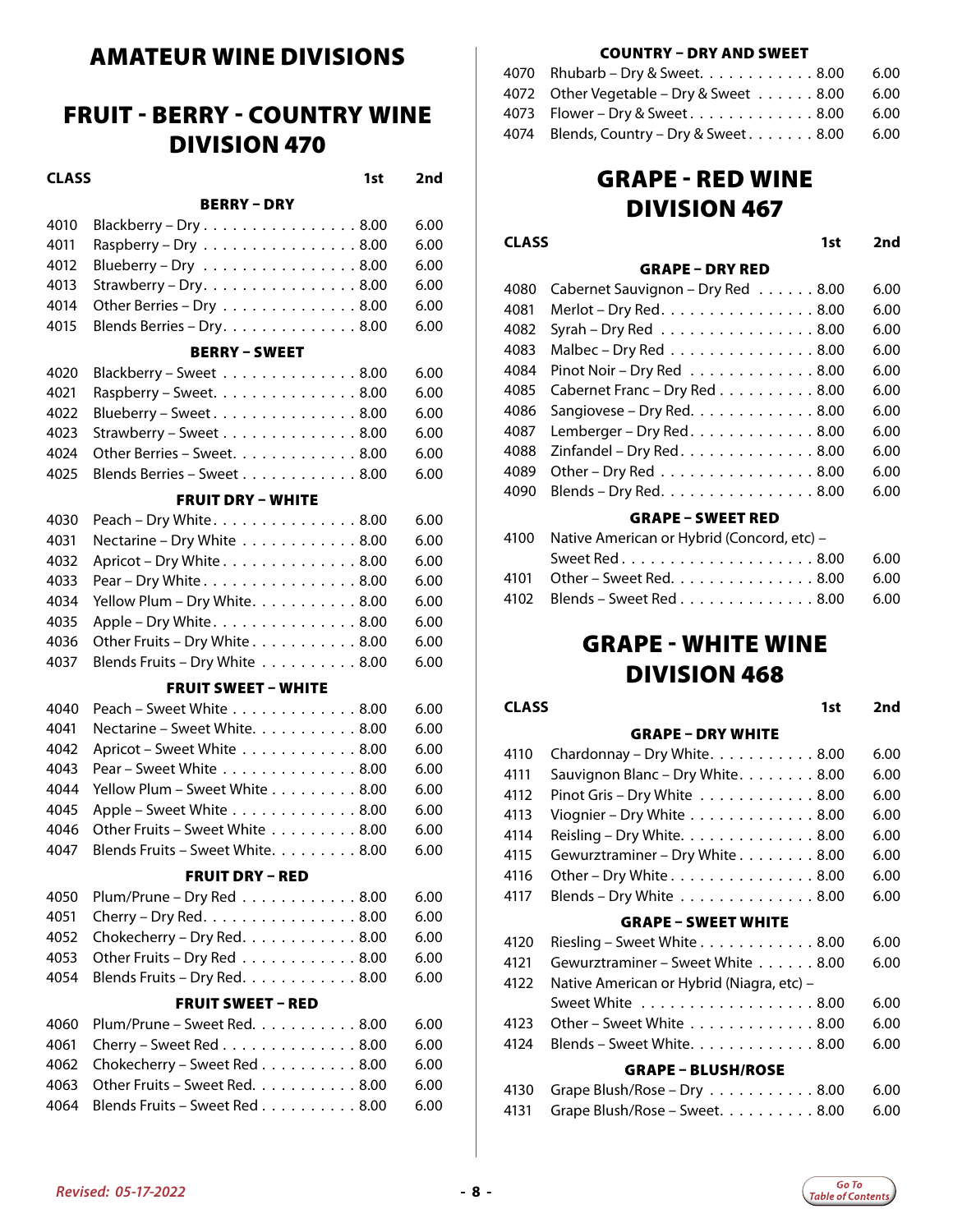# AMATEUR WINE DIVISIONS

## FRUIT - BERRY - COUNTRY WINE DIVISION 470

| CLASS | | 1st | 2nd |
|---|---|---|---|
| | **BERRY – DRY** | | |
| 4010 | Blackberry – Dry | 8.00 | 6.00 |
| 4011 | Raspberry – Dry | 8.00 | 6.00 |
| 4012 | Blueberry – Dry | 8.00 | 6.00 |
| 4013 | Strawberry – Dry | 8.00 | 6.00 |
| 4014 | Other Berries – Dry | 8.00 | 6.00 |
| 4015 | Blends Berries – Dry | 8.00 | 6.00 |
| | **BERRY – SWEET** | | |
| 4020 | Blackberry – Sweet | 8.00 | 6.00 |
| 4021 | Raspberry – Sweet | 8.00 | 6.00 |
| 4022 | Blueberry – Sweet | 8.00 | 6.00 |
| 4023 | Strawberry – Sweet | 8.00 | 6.00 |
| 4024 | Other Berries – Sweet | 8.00 | 6.00 |
| 4025 | Blends Berries – Sweet | 8.00 | 6.00 |
| | **FRUIT DRY – WHITE** | | |
| 4030 | Peach – Dry White | 8.00 | 6.00 |
| 4031 | Nectarine – Dry White | 8.00 | 6.00 |
| 4032 | Apricot – Dry White | 8.00 | 6.00 |
| 4033 | Pear – Dry White | 8.00 | 6.00 |
| 4034 | Yellow Plum – Dry White | 8.00 | 6.00 |
| 4035 | Apple – Dry White | 8.00 | 6.00 |
| 4036 | Other Fruits – Dry White | 8.00 | 6.00 |
| 4037 | Blends Fruits – Dry White | 8.00 | 6.00 |
| | **FRUIT SWEET – WHITE** | | |
| 4040 | Peach – Sweet White | 8.00 | 6.00 |
| 4041 | Nectarine – Sweet White | 8.00 | 6.00 |
| 4042 | Apricot – Sweet White | 8.00 | 6.00 |
| 4043 | Pear – Sweet White | 8.00 | 6.00 |
| 4044 | Yellow Plum – Sweet White | 8.00 | 6.00 |
| 4045 | Apple – Sweet White | 8.00 | 6.00 |
| 4046 | Other Fruits – Sweet White | 8.00 | 6.00 |
| 4047 | Blends Fruits – Sweet White | 8.00 | 6.00 |
| | **FRUIT DRY – RED** | | |
| 4050 | Plum/Prune – Dry Red | 8.00 | 6.00 |
| 4051 | Cherry – Dry Red | 8.00 | 6.00 |
| 4052 | Chokecherry – Dry Red | 8.00 | 6.00 |
| 4053 | Other Fruits – Dry Red | 8.00 | 6.00 |
| 4054 | Blends Fruits – Dry Red | 8.00 | 6.00 |
| | **FRUIT SWEET – RED** | | |
| 4060 | Plum/Prune – Sweet Red | 8.00 | 6.00 |
| 4061 | Cherry – Sweet Red | 8.00 | 6.00 |
| 4062 | Chokecherry – Sweet Red | 8.00 | 6.00 |
| 4063 | Other Fruits – Sweet Red | 8.00 | 6.00 |
| 4064 | Blends Fruits – Sweet Red | 8.00 | 6.00 |
| | **COUNTRY – DRY AND SWEET** | | |
| 4070 | Rhubarb – Dry & Sweet | 8.00 | 6.00 |
| 4072 | Other Vegetable – Dry & Sweet | 8.00 | 6.00 |
| 4073 | Flower – Dry & Sweet | 8.00 | 6.00 |
| 4074 | Blends, Country – Dry & Sweet | 8.00 | 6.00 |

## GRAPE - RED WINE DIVISION 467

| CLASS | | 1st | 2nd |
|---|---|---|---|
| | **GRAPE – DRY RED** | | |
| 4080 | Cabernet Sauvignon – Dry Red | 8.00 | 6.00 |
| 4081 | Merlot – Dry Red | 8.00 | 6.00 |
| 4082 | Syrah – Dry Red | 8.00 | 6.00 |
| 4083 | Malbec – Dry Red | 8.00 | 6.00 |
| 4084 | Pinot Noir – Dry Red | 8.00 | 6.00 |
| 4085 | Cabernet Franc – Dry Red | 8.00 | 6.00 |
| 4086 | Sangiovese – Dry Red | 8.00 | 6.00 |
| 4087 | Lemberger – Dry Red | 8.00 | 6.00 |
| 4088 | Zinfandel – Dry Red | 8.00 | 6.00 |
| 4089 | Other – Dry Red | 8.00 | 6.00 |
| 4090 | Blends – Dry Red | 8.00 | 6.00 |
| | **GRAPE – SWEET RED** | | |
| 4100 | Native American or Hybrid (Concord, etc) – Sweet Red | 8.00 | 6.00 |
| 4101 | Other – Sweet Red | 8.00 | 6.00 |
| 4102 | Blends – Sweet Red | 8.00 | 6.00 |

## GRAPE - WHITE WINE DIVISION 468

| CLASS | | 1st | 2nd |
|---|---|---|---|
| | **GRAPE – DRY WHITE** | | |
| 4110 | Chardonnay – Dry White | 8.00 | 6.00 |
| 4111 | Sauvignon Blanc – Dry White | 8.00 | 6.00 |
| 4112 | Pinot Gris – Dry White | 8.00 | 6.00 |
| 4113 | Viognier – Dry White | 8.00 | 6.00 |
| 4114 | Reisling – Dry White | 8.00 | 6.00 |
| 4115 | Gewurztraminer – Dry White | 8.00 | 6.00 |
| 4116 | Other – Dry White | 8.00 | 6.00 |
| 4117 | Blends – Dry White | 8.00 | 6.00 |
| | **GRAPE – SWEET WHITE** | | |
| 4120 | Riesling – Sweet White | 8.00 | 6.00 |
| 4121 | Gewurztraminer – Sweet White | 8.00 | 6.00 |
| 4122 | Native American or Hybrid (Niagra, etc) – Sweet White | 8.00 | 6.00 |
| 4123 | Other – Sweet White | 8.00 | 6.00 |
| 4124 | Blends – Sweet White | 8.00 | 6.00 |
| | **GRAPE – BLUSH/ROSE** | | |
| 4130 | Grape Blush/Rose – Dry | 8.00 | 6.00 |
| 4131 | Grape Blush/Rose – Sweet | 8.00 | 6.00 |

*Revised: 05-17-2022*

Go To Table of Contents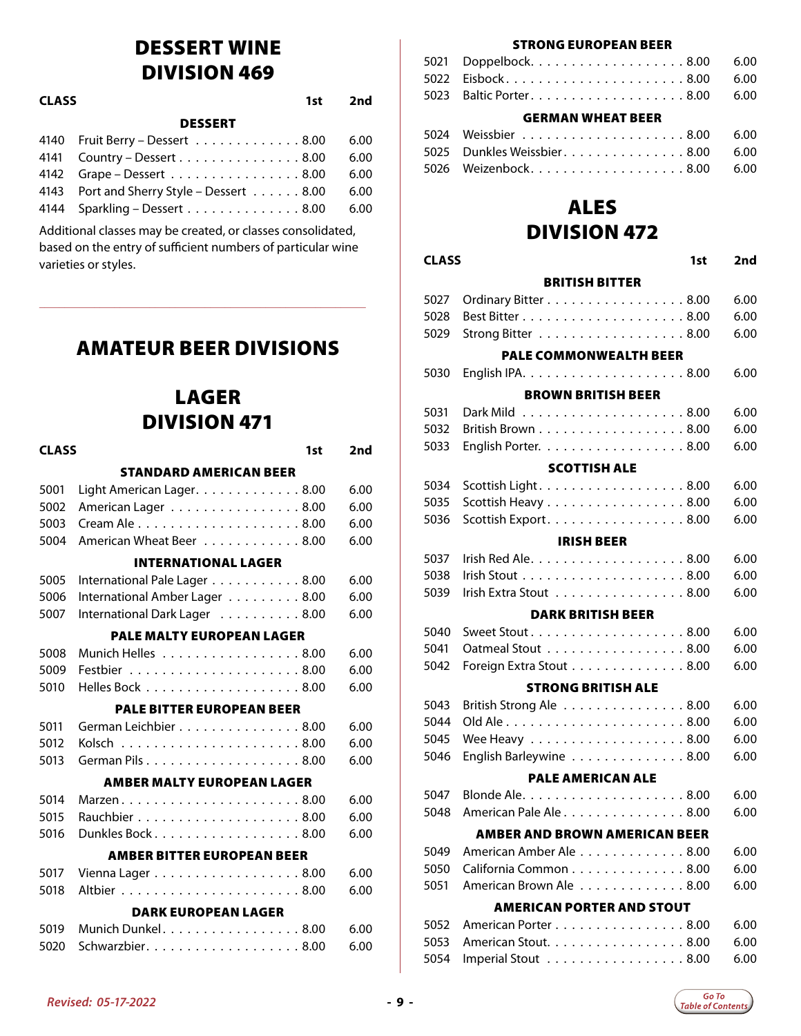# DESSERT WINE
# DIVISION 469

| CLASS | | 1st | 2nd |
|---|---|---|---|
| | **DESSERT** | | |
| 4140 | Fruit Berry – Dessert | 8.00 | 6.00 |
| 4141 | Country – Dessert | 8.00 | 6.00 |
| 4142 | Grape – Dessert | 8.00 | 6.00 |
| 4143 | Port and Sherry Style – Dessert | 8.00 | 6.00 |
| 4144 | Sparkling – Dessert | 8.00 | 6.00 |

Additional classes may be created, or classes consolidated, based on the entry of sufficient numbers of particular wine varieties or styles.

## AMATEUR BEER DIVISIONS

# LAGER
# DIVISION 471

| CLASS | | 1st | 2nd |
|---|---|---|---|
| | **STANDARD AMERICAN BEER** | | |
| 5001 | Light American Lager | 8.00 | 6.00 |
| 5002 | American Lager | 8.00 | 6.00 |
| 5003 | Cream Ale | 8.00 | 6.00 |
| 5004 | American Wheat Beer | 8.00 | 6.00 |
| | **INTERNATIONAL LAGER** | | |
| 5005 | International Pale Lager | 8.00 | 6.00 |
| 5006 | International Amber Lager | 8.00 | 6.00 |
| 5007 | International Dark Lager | 8.00 | 6.00 |
| | **PALE MALTY EUROPEAN LAGER** | | |
| 5008 | Munich Helles | 8.00 | 6.00 |
| 5009 | Festbier | 8.00 | 6.00 |
| 5010 | Helles Bock | 8.00 | 6.00 |
| | **PALE BITTER EUROPEAN BEER** | | |
| 5011 | German Leichbier | 8.00 | 6.00 |
| 5012 | Kolsch | 8.00 | 6.00 |
| 5013 | German Pils | 8.00 | 6.00 |
| | **AMBER MALTY EUROPEAN LAGER** | | |
| 5014 | Marzen | 8.00 | 6.00 |
| 5015 | Rauchbier | 8.00 | 6.00 |
| 5016 | Dunkles Bock | 8.00 | 6.00 |
| | **AMBER BITTER EUROPEAN BEER** | | |
| 5017 | Vienna Lager | 8.00 | 6.00 |
| 5018 | Altbier | 8.00 | 6.00 |
| | **DARK EUROPEAN LAGER** | | |
| 5019 | Munich Dunkel | 8.00 | 6.00 |
| 5020 | Schwarzbier | 8.00 | 6.00 |
| | **STRONG EUROPEAN BEER** | | |
| 5021 | Doppelbock | 8.00 | 6.00 |
| 5022 | Eisbock | 8.00 | 6.00 |
| 5023 | Baltic Porter | 8.00 | 6.00 |
| | **GERMAN WHEAT BEER** | | |
| 5024 | Weissbier | 8.00 | 6.00 |
| 5025 | Dunkles Weissbier | 8.00 | 6.00 |
| 5026 | Weizenbock | 8.00 | 6.00 |

# ALES
# DIVISION 472

| CLASS | | 1st | 2nd |
|---|---|---|---|
| | **BRITISH BITTER** | | |
| 5027 | Ordinary Bitter | 8.00 | 6.00 |
| 5028 | Best Bitter | 8.00 | 6.00 |
| 5029 | Strong Bitter | 8.00 | 6.00 |
| | **PALE COMMONWEALTH BEER** | | |
| 5030 | English IPA | 8.00 | 6.00 |
| | **BROWN BRITISH BEER** | | |
| 5031 | Dark Mild | 8.00 | 6.00 |
| 5032 | British Brown | 8.00 | 6.00 |
| 5033 | English Porter | 8.00 | 6.00 |
| | **SCOTTISH ALE** | | |
| 5034 | Scottish Light | 8.00 | 6.00 |
| 5035 | Scottish Heavy | 8.00 | 6.00 |
| 5036 | Scottish Export | 8.00 | 6.00 |
| | **IRISH BEER** | | |
| 5037 | Irish Red Ale | 8.00 | 6.00 |
| 5038 | Irish Stout | 8.00 | 6.00 |
| 5039 | Irish Extra Stout | 8.00 | 6.00 |
| | **DARK BRITISH BEER** | | |
| 5040 | Sweet Stout | 8.00 | 6.00 |
| 5041 | Oatmeal Stout | 8.00 | 6.00 |
| 5042 | Foreign Extra Stout | 8.00 | 6.00 |
| | **STRONG BRITISH ALE** | | |
| 5043 | British Strong Ale | 8.00 | 6.00 |
| 5044 | Old Ale | 8.00 | 6.00 |
| 5045 | Wee Heavy | 8.00 | 6.00 |
| 5046 | English Barleywine | 8.00 | 6.00 |
| | **PALE AMERICAN ALE** | | |
| 5047 | Blonde Ale | 8.00 | 6.00 |
| 5048 | American Pale Ale | 8.00 | 6.00 |
| | **AMBER AND BROWN AMERICAN BEER** | | |
| 5049 | American Amber Ale | 8.00 | 6.00 |
| 5050 | California Common | 8.00 | 6.00 |
| 5051 | American Brown Ale | 8.00 | 6.00 |
| | **AMERICAN PORTER AND STOUT** | | |
| 5052 | American Porter | 8.00 | 6.00 |
| 5053 | American Stout | 8.00 | 6.00 |
| 5054 | Imperial Stout | 8.00 | 6.00 |

*Revised: 05-17-2022*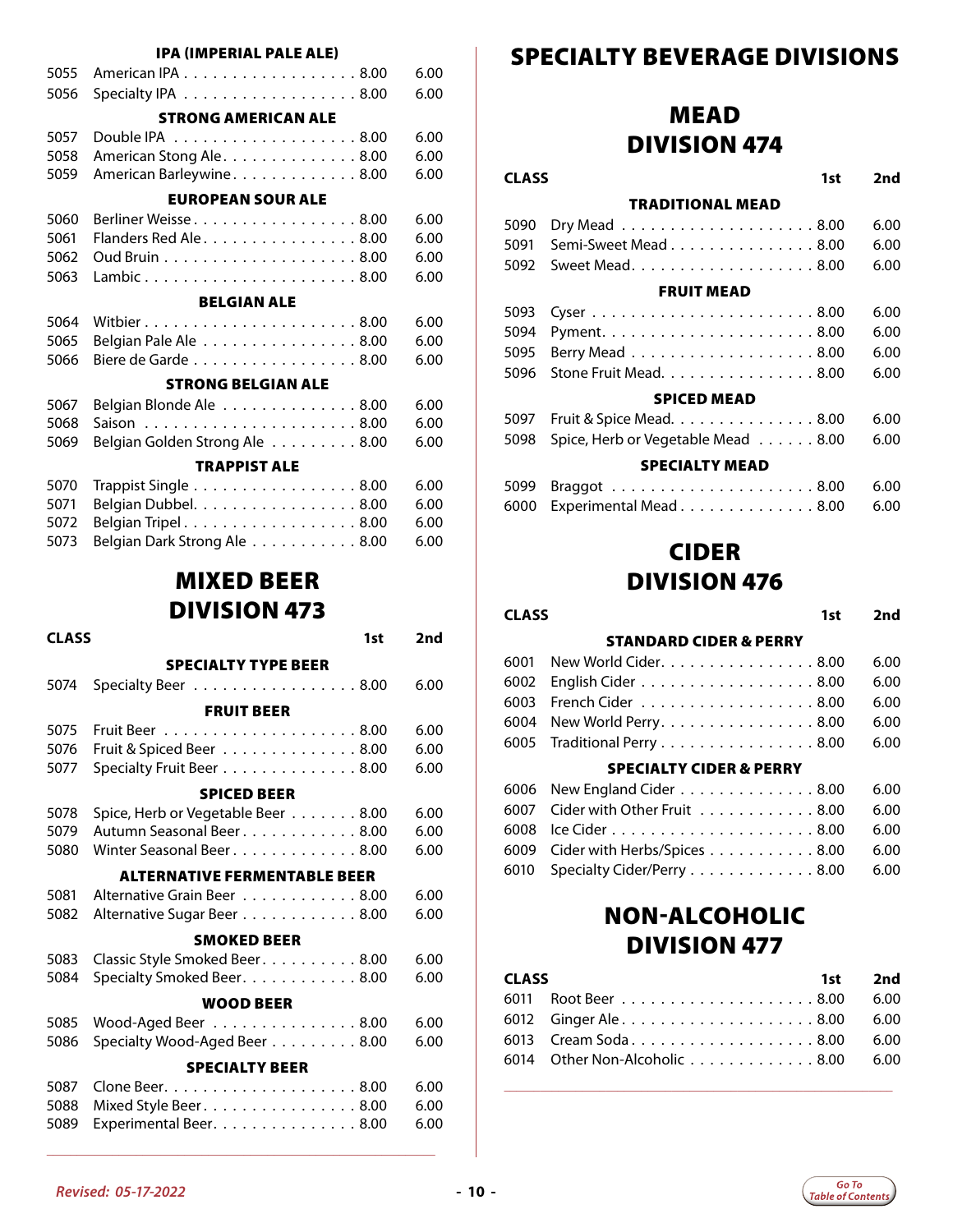| Class | | 1st | 2nd |
|---|---|---|---|
| | **IPA (IMPERIAL PALE ALE)** | | |
| 5055 | American IPA | 8.00 | 6.00 |
| 5056 | Specialty IPA | 8.00 | 6.00 |
| | **STRONG AMERICAN ALE** | | |
| 5057 | Double IPA | 8.00 | 6.00 |
| 5058 | American Stong Ale | 8.00 | 6.00 |
| 5059 | American Barleywine | 8.00 | 6.00 |
| | **EUROPEAN SOUR ALE** | | |
| 5060 | Berliner Weisse | 8.00 | 6.00 |
| 5061 | Flanders Red Ale | 8.00 | 6.00 |
| 5062 | Oud Bruin | 8.00 | 6.00 |
| 5063 | Lambic | 8.00 | 6.00 |
| | **BELGIAN ALE** | | |
| 5064 | Witbier | 8.00 | 6.00 |
| 5065 | Belgian Pale Ale | 8.00 | 6.00 |
| 5066 | Biere de Garde | 8.00 | 6.00 |
| | **STRONG BELGIAN ALE** | | |
| 5067 | Belgian Blonde Ale | 8.00 | 6.00 |
| 5068 | Saison | 8.00 | 6.00 |
| 5069 | Belgian Golden Strong Ale | 8.00 | 6.00 |
| | **TRAPPIST ALE** | | |
| 5070 | Trappist Single | 8.00 | 6.00 |
| 5071 | Belgian Dubbel | 8.00 | 6.00 |
| 5072 | Belgian Tripel | 8.00 | 6.00 |
| 5073 | Belgian Dark Strong Ale | 8.00 | 6.00 |

## MIXED BEER DIVISION 473

| CLASS | | 1st | 2nd |
|---|---|---|---|
| | **SPECIALTY TYPE BEER** | | |
| 5074 | Specialty Beer | 8.00 | 6.00 |
| | **FRUIT BEER** | | |
| 5075 | Fruit Beer | 8.00 | 6.00 |
| 5076 | Fruit & Spiced Beer | 8.00 | 6.00 |
| 5077 | Specialty Fruit Beer | 8.00 | 6.00 |
| | **SPICED BEER** | | |
| 5078 | Spice, Herb or Vegetable Beer | 8.00 | 6.00 |
| 5079 | Autumn Seasonal Beer | 8.00 | 6.00 |
| 5080 | Winter Seasonal Beer | 8.00 | 6.00 |
| | **ALTERNATIVE FERMENTABLE BEER** | | |
| 5081 | Alternative Grain Beer | 8.00 | 6.00 |
| 5082 | Alternative Sugar Beer | 8.00 | 6.00 |
| | **SMOKED BEER** | | |
| 5083 | Classic Style Smoked Beer | 8.00 | 6.00 |
| 5084 | Specialty Smoked Beer | 8.00 | 6.00 |
| | **WOOD BEER** | | |
| 5085 | Wood-Aged Beer | 8.00 | 6.00 |
| 5086 | Specialty Wood-Aged Beer | 8.00 | 6.00 |
| | **SPECIALTY BEER** | | |
| 5087 | Clone Beer | 8.00 | 6.00 |
| 5088 | Mixed Style Beer | 8.00 | 6.00 |
| 5089 | Experimental Beer | 8.00 | 6.00 |

# SPECIALTY BEVERAGE DIVISIONS

## MEAD DIVISION 474

| CLASS | | 1st | 2nd |
|---|---|---|---|
| | **TRADITIONAL MEAD** | | |
| 5090 | Dry Mead | 8.00 | 6.00 |
| 5091 | Semi-Sweet Mead | 8.00 | 6.00 |
| 5092 | Sweet Mead | 8.00 | 6.00 |
| | **FRUIT MEAD** | | |
| 5093 | Cyser | 8.00 | 6.00 |
| 5094 | Pyment | 8.00 | 6.00 |
| 5095 | Berry Mead | 8.00 | 6.00 |
| 5096 | Stone Fruit Mead | 8.00 | 6.00 |
| | **SPICED MEAD** | | |
| 5097 | Fruit & Spice Mead | 8.00 | 6.00 |
| 5098 | Spice, Herb or Vegetable Mead | 8.00 | 6.00 |
| | **SPECIALTY MEAD** | | |
| 5099 | Braggot | 8.00 | 6.00 |
| 6000 | Experimental Mead | 8.00 | 6.00 |

## CIDER DIVISION 476

| CLASS | | 1st | 2nd |
|---|---|---|---|
| | **STANDARD CIDER & PERRY** | | |
| 6001 | New World Cider | 8.00 | 6.00 |
| 6002 | English Cider | 8.00 | 6.00 |
| 6003 | French Cider | 8.00 | 6.00 |
| 6004 | New World Perry | 8.00 | 6.00 |
| 6005 | Traditional Perry | 8.00 | 6.00 |
| | **SPECIALTY CIDER & PERRY** | | |
| 6006 | New England Cider | 8.00 | 6.00 |
| 6007 | Cider with Other Fruit | 8.00 | 6.00 |
| 6008 | Ice Cider | 8.00 | 6.00 |
| 6009 | Cider with Herbs/Spices | 8.00 | 6.00 |
| 6010 | Specialty Cider/Perry | 8.00 | 6.00 |

## NON-ALCOHOLIC DIVISION 477

| CLASS | | 1st | 2nd |
|---|---|---|---|
| 6011 | Root Beer | 8.00 | 6.00 |
| 6012 | Ginger Ale | 8.00 | 6.00 |
| 6013 | Cream Soda | 8.00 | 6.00 |
| 6014 | Other Non-Alcoholic | 8.00 | 6.00 |

*Revised: 05-17-2022*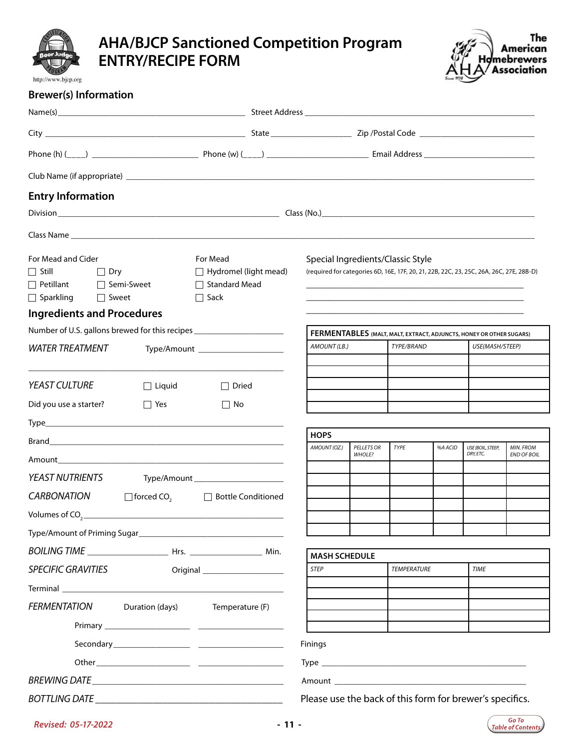# AHA/BJCP Sanctioned Competition Program ENTRY/RECIPE FORM

http://www.bjcp.org

The American Homebrewers Association

## Brewer(s) Information

Name(s) ______________________ Street Address ______________________

City ______________________ State ____________ Zip /Postal Code ______________

Phone (h) (____) ____________ Phone (w) (____) ____________ Email Address ______________

Club Name (if appropriate) ______________________

## Entry Information

Division ______________________ Class (No.) ______________________

Class Name ______________________

For Mead and Cider

- ☐ Still ☐ Dry
- ☐ Petillant ☐ Semi-Sweet
- ☐ Sparkling ☐ Sweet

For Mead

- ☐ Hydromel (light mead)
- ☐ Standard Mead
- ☐ Sack

Special Ingredients/Classic Style
(required for categories 6D, 16E, 17F, 20, 21, 22B, 22C, 23, 25C, 26A, 26C, 27E, 28B-D)

______________________

______________________

______________________

## Ingredients and Procedures

Number of U.S. gallons brewed for this recipes ____________

*WATER TREATMENT* Type/Amount ____________

______________________

*YEAST CULTURE* ☐ Liquid ☐ Dried

Did you use a starter? ☐ Yes ☐ No

Type ______________________

Brand ______________________

Amount ______________________

*YEAST NUTRIENTS* Type/Amount ____________

*CARBONATION* ☐ forced $CO_2$ ☐ Bottle Conditioned

Volumes of $CO_2$ ______________________

Type/Amount of Priming Sugar ______________________

*BOILING TIME* ____________ Hrs. ____________ Min.

*SPECIFIC GRAVITIES* Original ____________

Terminal ______________________

*FERMENTATION* Duration (days) Temperature (F)

Primary ____________ ____________

Secondary ____________ ____________

Other ____________ ____________

*BREWING DATE* ______________________

*BOTTLING DATE* ______________________

| **FERMENTABLES** (MALT, MALT, EXTRACT, ADJUNCTS, HONEY OR OTHER SUGARS) | | |
|---|---|---|
| *AMOUNT (LB.)* | *TYPE/BRAND* | *USE(MASH/STEEP)* |
| | | |
| | | |
| | | |
| | | |
| | | |

| **HOPS** | | | | | |
|---|---|---|---|---|---|
| *AMOUNT (OZ.)* | *PELLETS OR WHOLE?* | *TYPE* | *%A ACID* | *USE (BOIL, STEEP, DRY, ETC.* | *MIN. FROM END OF BOIL* |
| | | | | | |
| | | | | | |
| | | | | | |
| | | | | | |
| | | | | | |
| | | | | | |

| **MASH SCHEDULE** | | |
|---|---|---|
| *STEP* | *TEMPERATURE* | *TIME* |
| | | |
| | | |
| | | |
| | | |
| | | |

Finings

Type ______________________

Amount ______________________

Please use the back of this form for brewer's specifics.

Revised: 05-17-2022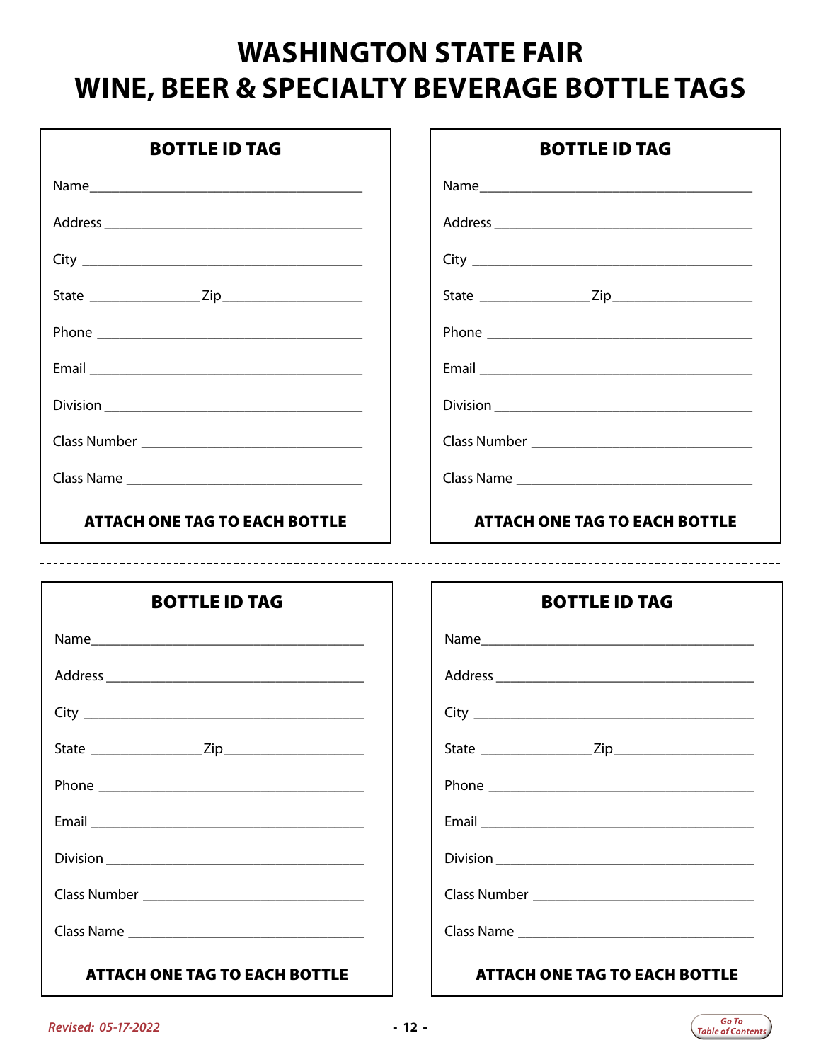# WASHINGTON STATE FAIR
# WINE, BEER & SPECIALTY BEVERAGE BOTTLE TAGS

## BOTTLE ID TAG

Name________________________________________

Address ____________________________________

City _______________________________________

State ________________Zip___________________

Phone ______________________________________

Email ______________________________________

Division ___________________________________

Class Number _______________________________

Class Name _________________________________

**ATTACH ONE TAG TO EACH BOTTLE**

## BOTTLE ID TAG

Name________________________________________

Address ____________________________________

City _______________________________________

State ________________Zip___________________

Phone ______________________________________

Email ______________________________________

Division ___________________________________

Class Number _______________________________

Class Name _________________________________

**ATTACH ONE TAG TO EACH BOTTLE**

## BOTTLE ID TAG

Name________________________________________

Address ____________________________________

City _______________________________________

State ________________Zip___________________

Phone ______________________________________

Email ______________________________________

Division ___________________________________

Class Number _______________________________

Class Name _________________________________

**ATTACH ONE TAG TO EACH BOTTLE**

## BOTTLE ID TAG

Name________________________________________

Address ____________________________________

City _______________________________________

State ________________Zip___________________

Phone ______________________________________

Email ______________________________________

Division ___________________________________

Class Number _______________________________

Class Name _________________________________

**ATTACH ONE TAG TO EACH BOTTLE**

*Revised: 05-17-2022*

Go To Table of Contents